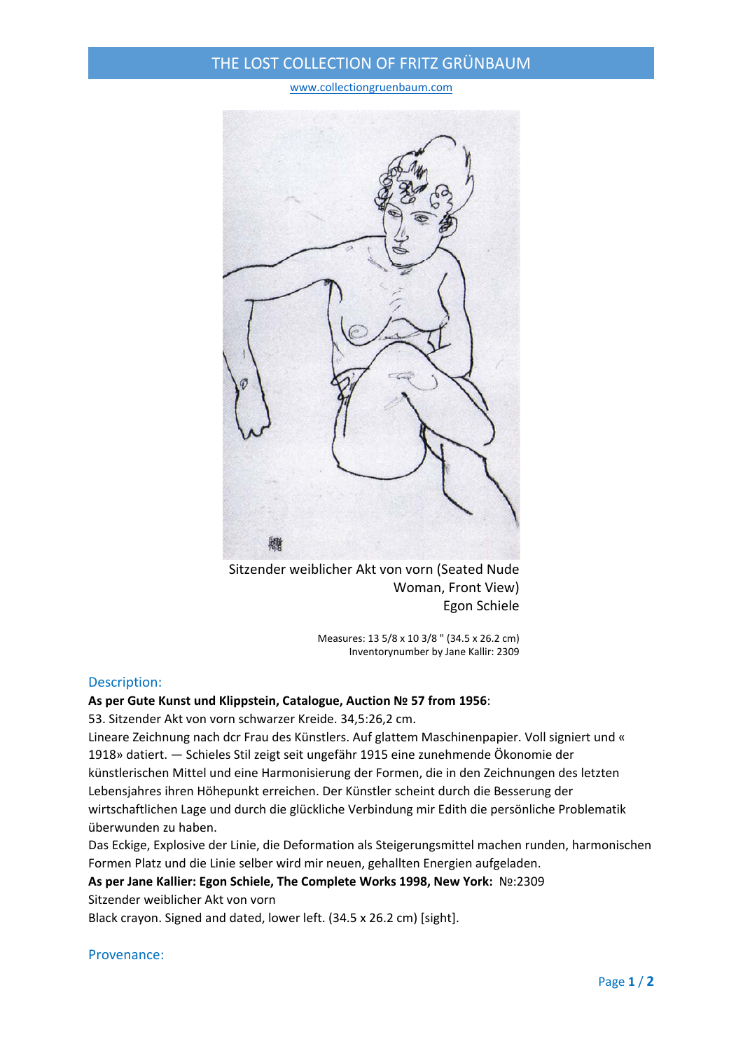# THE LOST COLLECTION OF FRITZ GRÜNBAUM

www.collectiongruenbaum.com

Sitzender weiblicher Akt von vorn (Seated Nude Woman, Front View)
Egon Schiele

Measures: 13 5/8 x 10 3/8 " (34.5 x 26.2 cm)
Inventorynumber by Jane Kallir: 2309

## Description:

**As per Gute Kunst und Klippstein, Catalogue, Auction № 57 from 1956**:

53. Sitzender Akt von vorn schwarzer Kreide. 34,5:26,2 cm.

Lineare Zeichnung nach dcr Frau des Künstlers. Auf glattem Maschinenpapier. Voll signiert und « 1918» datiert. — Schieles Stil zeigt seit ungefähr 1915 eine zunehmende Ökonomie der künstlerischen Mittel und eine Harmonisierung der Formen, die in den Zeichnungen des letzten Lebensjahres ihren Höhepunkt erreichen. Der Künstler scheint durch die Besserung der wirtschaftlichen Lage und durch die glückliche Verbindung mir Edith die persönliche Problematik überwunden zu haben.

Das Eckige, Explosive der Linie, die Deformation als Steigerungsmittel machen runden, harmonischen Formen Platz und die Linie selber wird mir neuen, gehallten Energien aufgeladen.

**As per Jane Kallier: Egon Schiele, The Complete Works 1998, New York:** №:2309

Sitzender weiblicher Akt von vorn

Black crayon. Signed and dated, lower left. (34.5 x 26.2 cm) [sight].

## Provenance: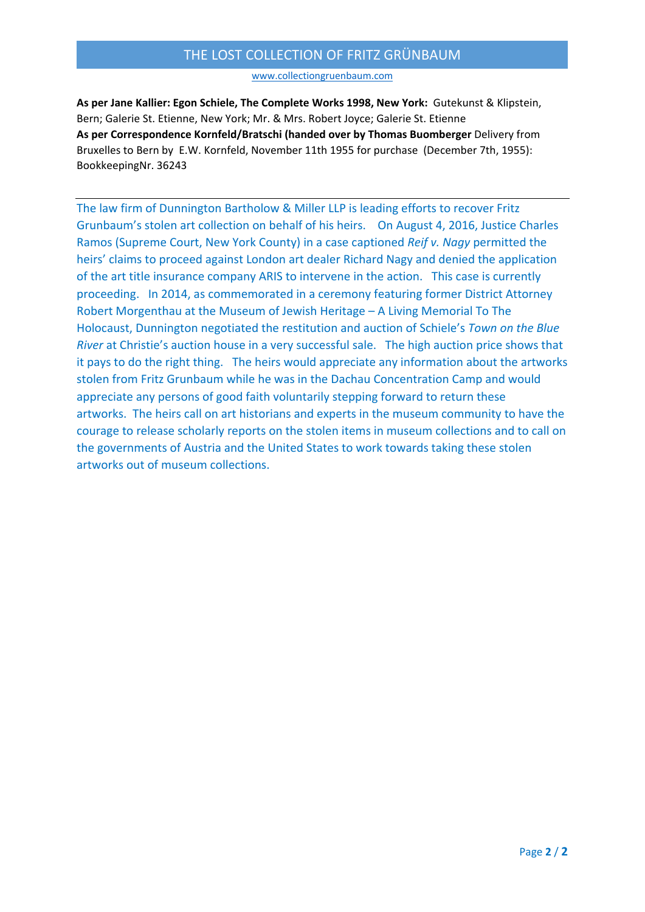**As per Jane Kallier: Egon Schiele, The Complete Works 1998, New York:** Gutekunst & Klipstein, Bern; Galerie St. Etienne, New York; Mr. & Mrs. Robert Joyce; Galerie St. Etienne

**As per Correspondence Kornfeld/Bratschi (handed over by Thomas Buomberger** Delivery from Bruxelles to Bern by E.W. Kornfeld, November 11th 1955 for purchase (December 7th, 1955): BookkeepingNr. 36243

---

The law firm of Dunnington Bartholow & Miller LLP is leading efforts to recover Fritz Grunbaum's stolen art collection on behalf of his heirs. On August 4, 2016, Justice Charles Ramos (Supreme Court, New York County) in a case captioned *Reif v. Nagy* permitted the heirs' claims to proceed against London art dealer Richard Nagy and denied the application of the art title insurance company ARIS to intervene in the action. This case is currently proceeding. In 2014, as commemorated in a ceremony featuring former District Attorney Robert Morgenthau at the Museum of Jewish Heritage – A Living Memorial To The Holocaust, Dunnington negotiated the restitution and auction of Schiele's *Town on the Blue River* at Christie's auction house in a very successful sale. The high auction price shows that it pays to do the right thing. The heirs would appreciate any information about the artworks stolen from Fritz Grunbaum while he was in the Dachau Concentration Camp and would appreciate any persons of good faith voluntarily stepping forward to return these artworks. The heirs call on art historians and experts in the museum community to have the courage to release scholarly reports on the stolen items in museum collections and to call on the governments of Austria and the United States to work towards taking these stolen artworks out of museum collections.